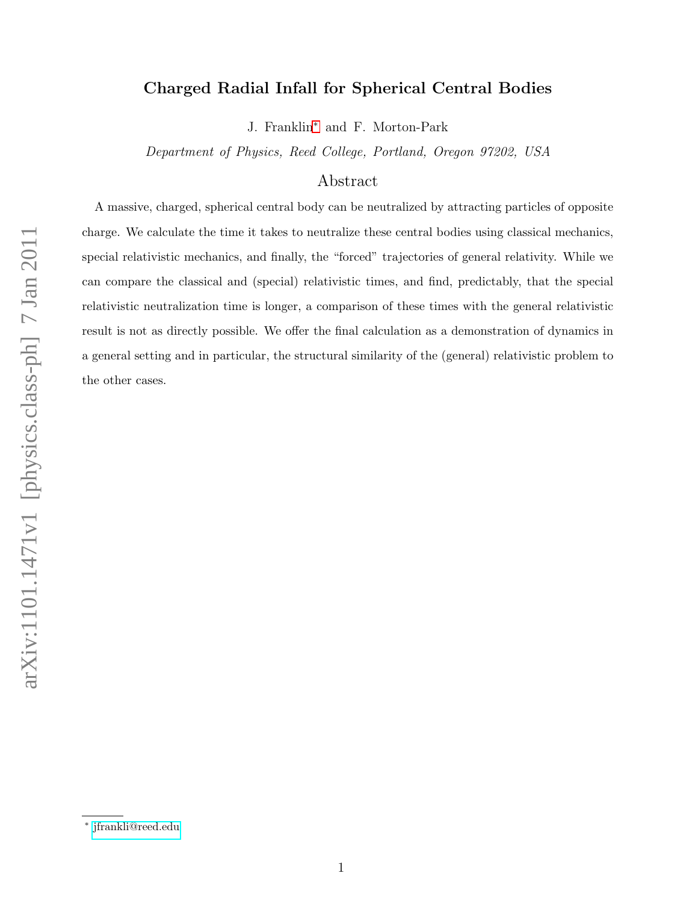# Charged Radial Infall for Spherical Central Bodies

J. Franklin[*] and F. Morton-Park

*Department of Physics, Reed College, Portland, Oregon 97202, USA*

## Abstract

A massive, charged, spherical central body can be neutralized by attracting particles of opposite charge. We calculate the time it takes to neutralize these central bodies using classical mechanics, special relativistic mechanics, and finally, the "forced" trajectories of general relativity. While we can compare the classical and (special) relativistic times, and find, predictably, that the special relativistic neutralization time is longer, a comparison of these times with the general relativistic result is not as directly possible. We offer the final calculation as a demonstration of dynamics in a general setting and in particular, the structural similarity of the (general) relativistic problem to the other cases.

[*] jfrankli@reed.edu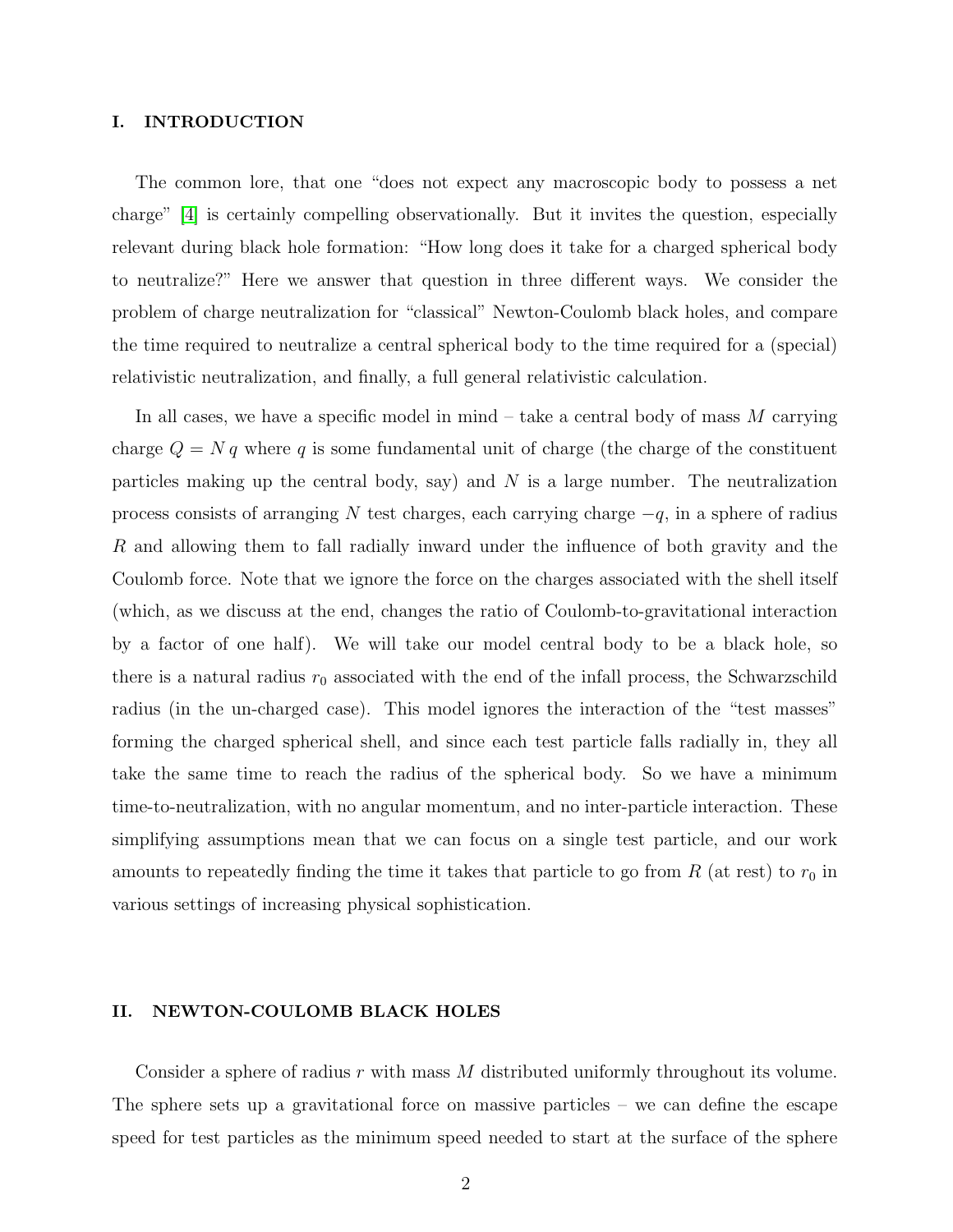## I. INTRODUCTION

The common lore, that one "does not expect any macroscopic body to possess a net charge" [4] is certainly compelling observationally. But it invites the question, especially relevant during black hole formation: "How long does it take for a charged spherical body to neutralize?" Here we answer that question in three different ways. We consider the problem of charge neutralization for "classical" Newton-Coulomb black holes, and compare the time required to neutralize a central spherical body to the time required for a (special) relativistic neutralization, and finally, a full general relativistic calculation.

In all cases, we have a specific model in mind – take a central body of mass $M$ carrying charge $Q = N\, q$ where $q$ is some fundamental unit of charge (the charge of the constituent particles making up the central body, say) and $N$ is a large number. The neutralization process consists of arranging $N$ test charges, each carrying charge $-q$, in a sphere of radius $R$ and allowing them to fall radially inward under the influence of both gravity and the Coulomb force. Note that we ignore the force on the charges associated with the shell itself (which, as we discuss at the end, changes the ratio of Coulomb-to-gravitational interaction by a factor of one half). We will take our model central body to be a black hole, so there is a natural radius $r_0$ associated with the end of the infall process, the Schwarzschild radius (in the un-charged case). This model ignores the interaction of the "test masses" forming the charged spherical shell, and since each test particle falls radially in, they all take the same time to reach the radius of the spherical body. So we have a minimum time-to-neutralization, with no angular momentum, and no inter-particle interaction. These simplifying assumptions mean that we can focus on a single test particle, and our work amounts to repeatedly finding the time it takes that particle to go from $R$ (at rest) to $r_0$ in various settings of increasing physical sophistication.

## II. NEWTON-COULOMB BLACK HOLES

Consider a sphere of radius $r$ with mass $M$ distributed uniformly throughout its volume. The sphere sets up a gravitational force on massive particles – we can define the escape speed for test particles as the minimum speed needed to start at the surface of the sphere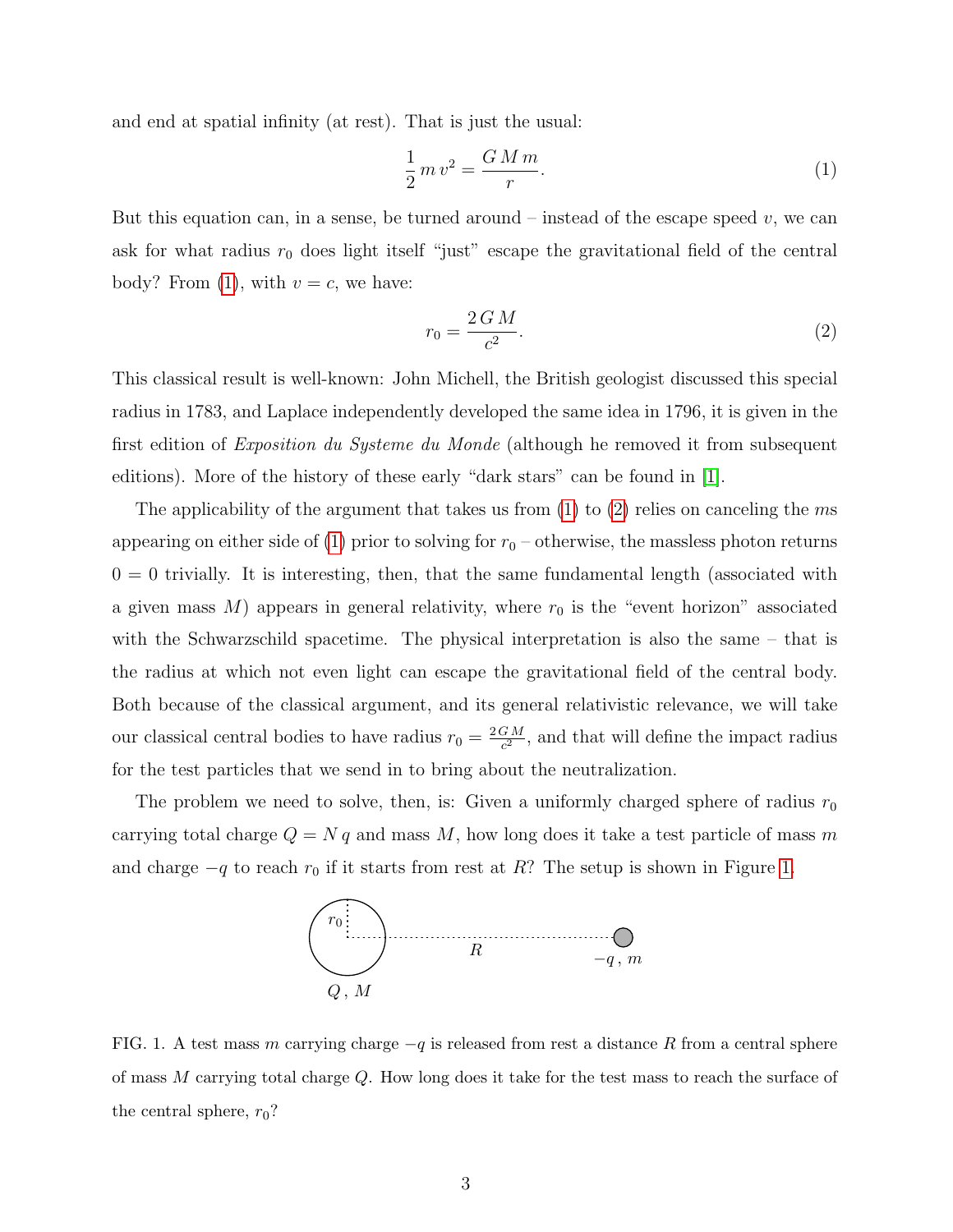and end at spatial infinity (at rest). That is just the usual:

$$\frac{1}{2}\,m\,v^2 = \frac{G\,M\,m}{r}. \tag{1}$$

But this equation can, in a sense, be turned around – instead of the escape speed $v$, we can ask for what radius $r_0$ does light itself "just" escape the gravitational field of the central body? From (1), with $v = c$, we have:

$$r_0 = \frac{2\,G\,M}{c^2}. \tag{2}$$

This classical result is well-known: John Michell, the British geologist discussed this special radius in 1783, and Laplace independently developed the same idea in 1796, it is given in the first edition of *Exposition du Systeme du Monde* (although he removed it from subsequent editions). More of the history of these early "dark stars" can be found in [1].

The applicability of the argument that takes us from (1) to (2) relies on canceling the $m$s appearing on either side of (1) prior to solving for $r_0$ – otherwise, the massless photon returns $0 = 0$ trivially. It is interesting, then, that the same fundamental length (associated with a given mass $M$) appears in general relativity, where $r_0$ is the "event horizon" associated with the Schwarzschild spacetime. The physical interpretation is also the same – that is the radius at which not even light can escape the gravitational field of the central body. Both because of the classical argument, and its general relativistic relevance, we will take our classical central bodies to have radius $r_0 = \frac{2\,G\,M}{c^2}$, and that will define the impact radius for the test particles that we send in to bring about the neutralization.

The problem we need to solve, then, is: Given a uniformly charged sphere of radius $r_0$ carrying total charge $Q = N\,q$ and mass $M$, how long does it take a test particle of mass $m$ and charge $-q$ to reach $r_0$ if it starts from rest at $R$? The setup is shown in Figure 1.

FIG. 1. A test mass $m$ carrying charge $-q$ is released from rest a distance $R$ from a central sphere of mass $M$ carrying total charge $Q$. How long does it take for the test mass to reach the surface of the central sphere, $r_0$?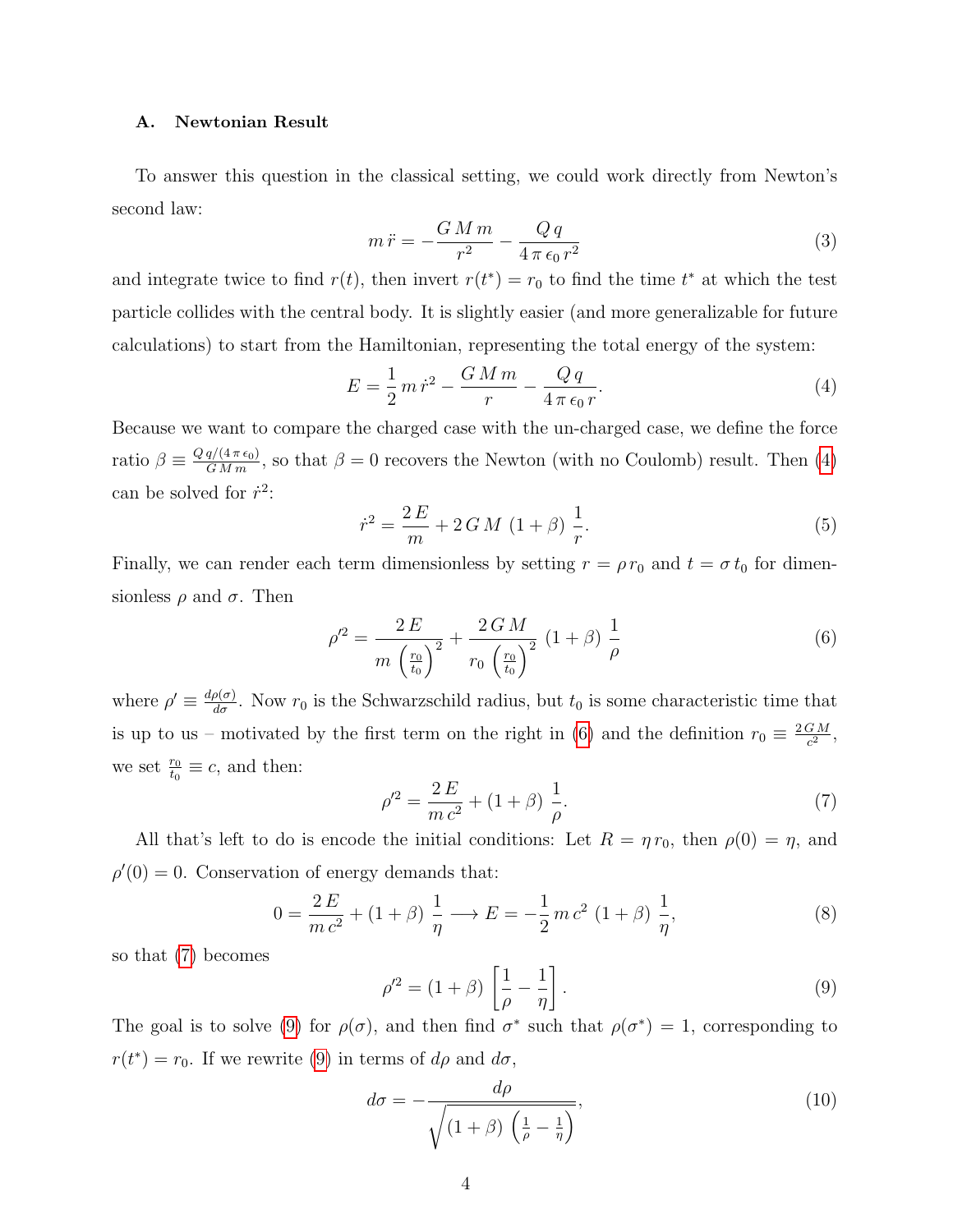### A. Newtonian Result

To answer this question in the classical setting, we could work directly from Newton's second law:

$$m\,\ddot{r} = -\frac{G\,M\,m}{r^2} - \frac{Q\,q}{4\,\pi\,\epsilon_0\,r^2} \tag{3}$$

and integrate twice to find $r(t)$, then invert $r(t^*) = r_0$ to find the time $t^*$ at which the test particle collides with the central body. It is slightly easier (and more generalizable for future calculations) to start from the Hamiltonian, representing the total energy of the system:

$$E = \frac{1}{2}\,m\,\dot{r}^2 - \frac{G\,M\,m}{r} - \frac{Q\,q}{4\,\pi\,\epsilon_0\,r}. \tag{4}$$

Because we want to compare the charged case with the un-charged case, we define the force ratio $\beta \equiv \frac{Q\,q/(4\,\pi\,\epsilon_0)}{G\,M\,m}$, so that $\beta = 0$ recovers the Newton (with no Coulomb) result. Then (4) can be solved for $\dot{r}^2$:

$$\dot{r}^2 = \frac{2\,E}{m} + 2\,G\,M\,(1+\beta)\,\frac{1}{r}. \tag{5}$$

Finally, we can render each term dimensionless by setting $r = \rho\,r_0$ and $t = \sigma\,t_0$ for dimensionless $\rho$ and $\sigma$. Then

$$\rho'^2 = \frac{2\,E}{m\left(\frac{r_0}{t_0}\right)^2} + \frac{2\,G\,M}{r_0\left(\frac{r_0}{t_0}\right)^2}\,(1+\beta)\,\frac{1}{\rho} \tag{6}$$

where $\rho' \equiv \frac{d\rho(\sigma)}{d\sigma}$. Now $r_0$ is the Schwarzschild radius, but $t_0$ is some characteristic time that is up to us – motivated by the first term on the right in (6) and the definition $r_0 \equiv \frac{2\,G\,M}{c^2}$, we set $\frac{r_0}{t_0} \equiv c$, and then:

$$\rho'^2 = \frac{2\,E}{m\,c^2} + (1+\beta)\,\frac{1}{\rho}. \tag{7}$$

All that's left to do is encode the initial conditions: Let $R = \eta\,r_0$, then $\rho(0) = \eta$, and $\rho'(0) = 0$. Conservation of energy demands that:

$$0 = \frac{2\,E}{m\,c^2} + (1+\beta)\,\frac{1}{\eta} \longrightarrow E = -\frac{1}{2}\,m\,c^2\,(1+\beta)\,\frac{1}{\eta}, \tag{8}$$

so that (7) becomes

$$\rho'^2 = (1+\beta)\left[\frac{1}{\rho} - \frac{1}{\eta}\right]. \tag{9}$$

The goal is to solve (9) for $\rho(\sigma)$, and then find $\sigma^*$ such that $\rho(\sigma^*) = 1$, corresponding to $r(t^*) = r_0$. If we rewrite (9) in terms of $d\rho$ and $d\sigma$,

$$d\sigma = -\frac{d\rho}{\sqrt{(1+\beta)\left(\frac{1}{\rho} - \frac{1}{\eta}\right)}}, \tag{10}$$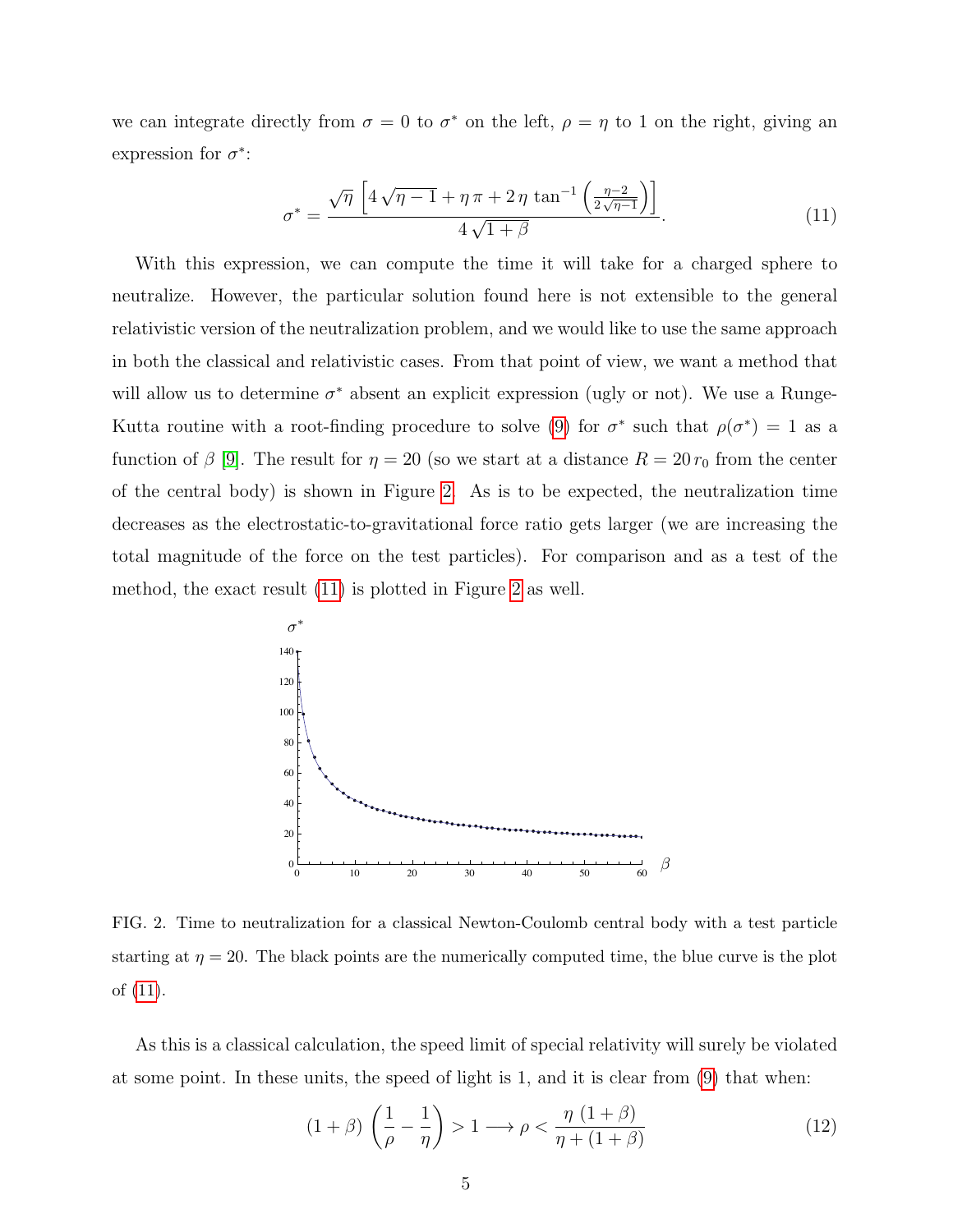we can integrate directly from $\sigma = 0$ to $\sigma^*$ on the left, $\rho = \eta$ to 1 on the right, giving an expression for $\sigma^*$:

$$\sigma^* = \frac{\sqrt{\eta}\,\left[4\sqrt{\eta-1} + \eta\,\pi + 2\,\eta\,\tan^{-1}\left(\frac{\eta-2}{2\sqrt{\eta-1}}\right)\right]}{4\sqrt{1+\beta}}. \tag{11}$$

With this expression, we can compute the time it will take for a charged sphere to neutralize. However, the particular solution found here is not extensible to the general relativistic version of the neutralization problem, and we would like to use the same approach in both the classical and relativistic cases. From that point of view, we want a method that will allow us to determine $\sigma^*$ absent an explicit expression (ugly or not). We use a Runge-Kutta routine with a root-finding procedure to solve (9) for $\sigma^*$ such that $\rho(\sigma^*) = 1$ as a function of $\beta$ [9]. The result for $\eta = 20$ (so we start at a distance $R = 20\,r_0$ from the center of the central body) is shown in Figure 2. As is to be expected, the neutralization time decreases as the electrostatic-to-gravitational force ratio gets larger (we are increasing the total magnitude of the force on the test particles). For comparison and as a test of the method, the exact result (11) is plotted in Figure 2 as well.

FIG. 2. Time to neutralization for a classical Newton-Coulomb central body with a test particle starting at $\eta = 20$. The black points are the numerically computed time, the blue curve is the plot of (11).

As this is a classical calculation, the speed limit of special relativity will surely be violated at some point. In these units, the speed of light is 1, and it is clear from (9) that when:

$$(1+\beta)\,\left(\frac{1}{\rho} - \frac{1}{\eta}\right) > 1 \longrightarrow \rho < \frac{\eta\,(1+\beta)}{\eta + (1+\beta)} \tag{12}$$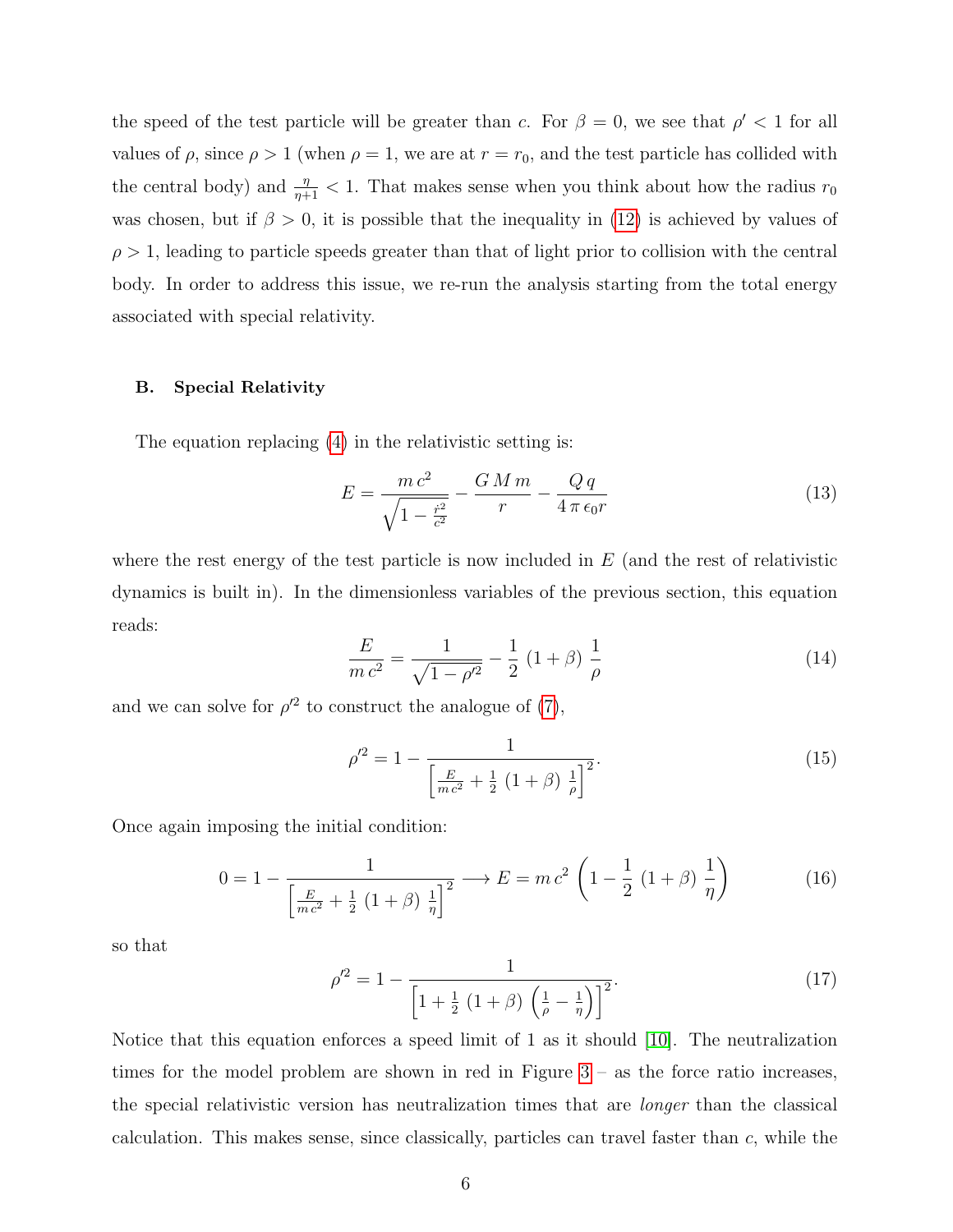the speed of the test particle will be greater than $c$. For $\beta = 0$, we see that $\rho' < 1$ for all values of $\rho$, since $\rho > 1$ (when $\rho = 1$, we are at $r = r_0$, and the test particle has collided with the central body) and $\frac{\eta}{\eta+1} < 1$. That makes sense when you think about how the radius $r_0$ was chosen, but if $\beta > 0$, it is possible that the inequality in (12) is achieved by values of $\rho > 1$, leading to particle speeds greater than that of light prior to collision with the central body. In order to address this issue, we re-run the analysis starting from the total energy associated with special relativity.

### B. Special Relativity

The equation replacing (4) in the relativistic setting is:

$$E = \frac{m\,c^2}{\sqrt{1 - \frac{\dot{r}^2}{c^2}}} - \frac{G\,M\,m}{r} - \frac{Q\,q}{4\,\pi\,\epsilon_0 r} \tag{13}$$

where the rest energy of the test particle is now included in $E$ (and the rest of relativistic dynamics is built in). In the dimensionless variables of the previous section, this equation reads:

$$\frac{E}{m\,c^2} = \frac{1}{\sqrt{1 - \rho'^2}} - \frac{1}{2}\,(1+\beta)\,\frac{1}{\rho} \tag{14}$$

and we can solve for $\rho'^2$ to construct the analogue of (7),

$$\rho'^2 = 1 - \frac{1}{\left[\frac{E}{m\,c^2} + \frac{1}{2}\,(1+\beta)\,\frac{1}{\rho}\right]^2}. \tag{15}$$

Once again imposing the initial condition:

$$0 = 1 - \frac{1}{\left[\frac{E}{m\,c^2} + \frac{1}{2}\,(1+\beta)\,\frac{1}{\eta}\right]^2} \longrightarrow E = m\,c^2\left(1 - \frac{1}{2}\,(1+\beta)\,\frac{1}{\eta}\right) \tag{16}$$

so that

$$\rho'^2 = 1 - \frac{1}{\left[1 + \frac{1}{2}\,(1+\beta)\,\left(\frac{1}{\rho} - \frac{1}{\eta}\right)\right]^2}. \tag{17}$$

Notice that this equation enforces a speed limit of 1 as it should [10]. The neutralization times for the model problem are shown in red in Figure 3 – as the force ratio increases, the special relativistic version has neutralization times that are *longer* than the classical calculation. This makes sense, since classically, particles can travel faster than $c$, while the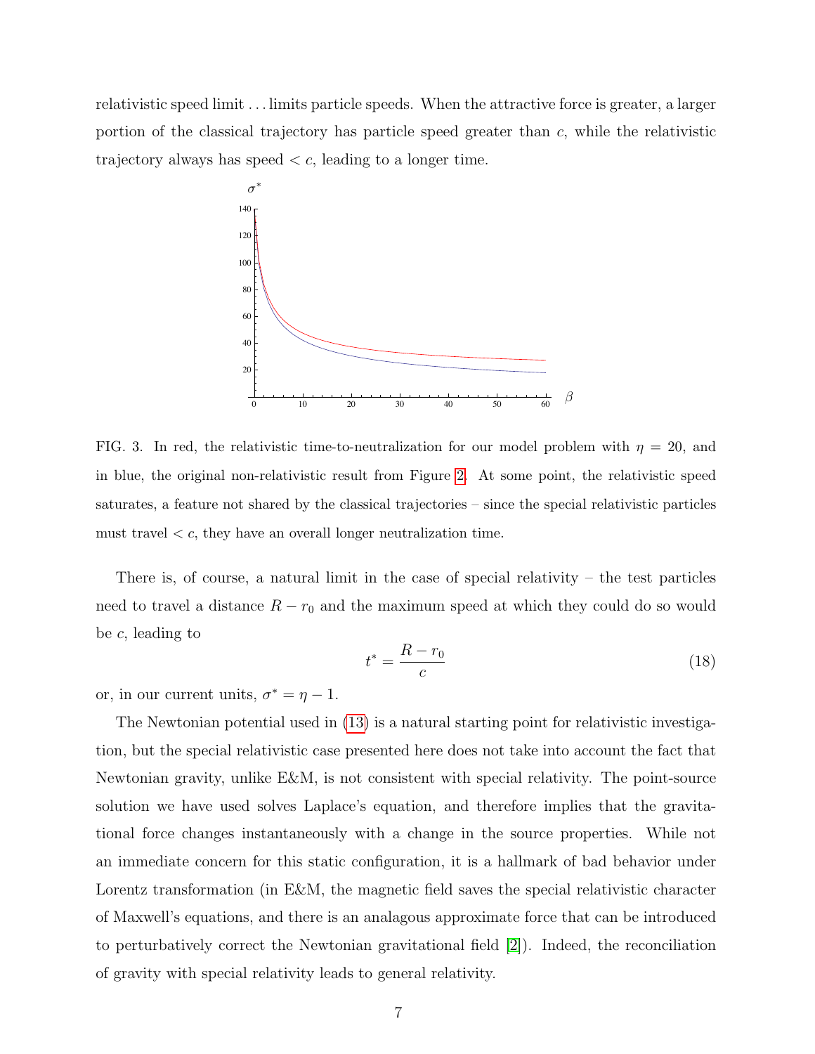relativistic speed limit . . . limits particle speeds. When the attractive force is greater, a larger portion of the classical trajectory has particle speed greater than $c$, while the relativistic trajectory always has speed $< c$, leading to a longer time.

FIG. 3. In red, the relativistic time-to-neutralization for our model problem with $\eta = 20$, and in blue, the original non-relativistic result from Figure 2. At some point, the relativistic speed saturates, a feature not shared by the classical trajectories – since the special relativistic particles must travel $< c$, they have an overall longer neutralization time.

There is, of course, a natural limit in the case of special relativity – the test particles need to travel a distance $R - r_0$ and the maximum speed at which they could do so would be $c$, leading to

$$t^* = \frac{R - r_0}{c} \tag{18}$$

or, in our current units, $\sigma^* = \eta - 1$.

The Newtonian potential used in (13) is a natural starting point for relativistic investigation, but the special relativistic case presented here does not take into account the fact that Newtonian gravity, unlike E&M, is not consistent with special relativity. The point-source solution we have used solves Laplace's equation, and therefore implies that the gravitational force changes instantaneously with a change in the source properties. While not an immediate concern for this static configuration, it is a hallmark of bad behavior under Lorentz transformation (in E&M, the magnetic field saves the special relativistic character of Maxwell's equations, and there is an analagous approximate force that can be introduced to perturbatively correct the Newtonian gravitational field [2]). Indeed, the reconciliation of gravity with special relativity leads to general relativity.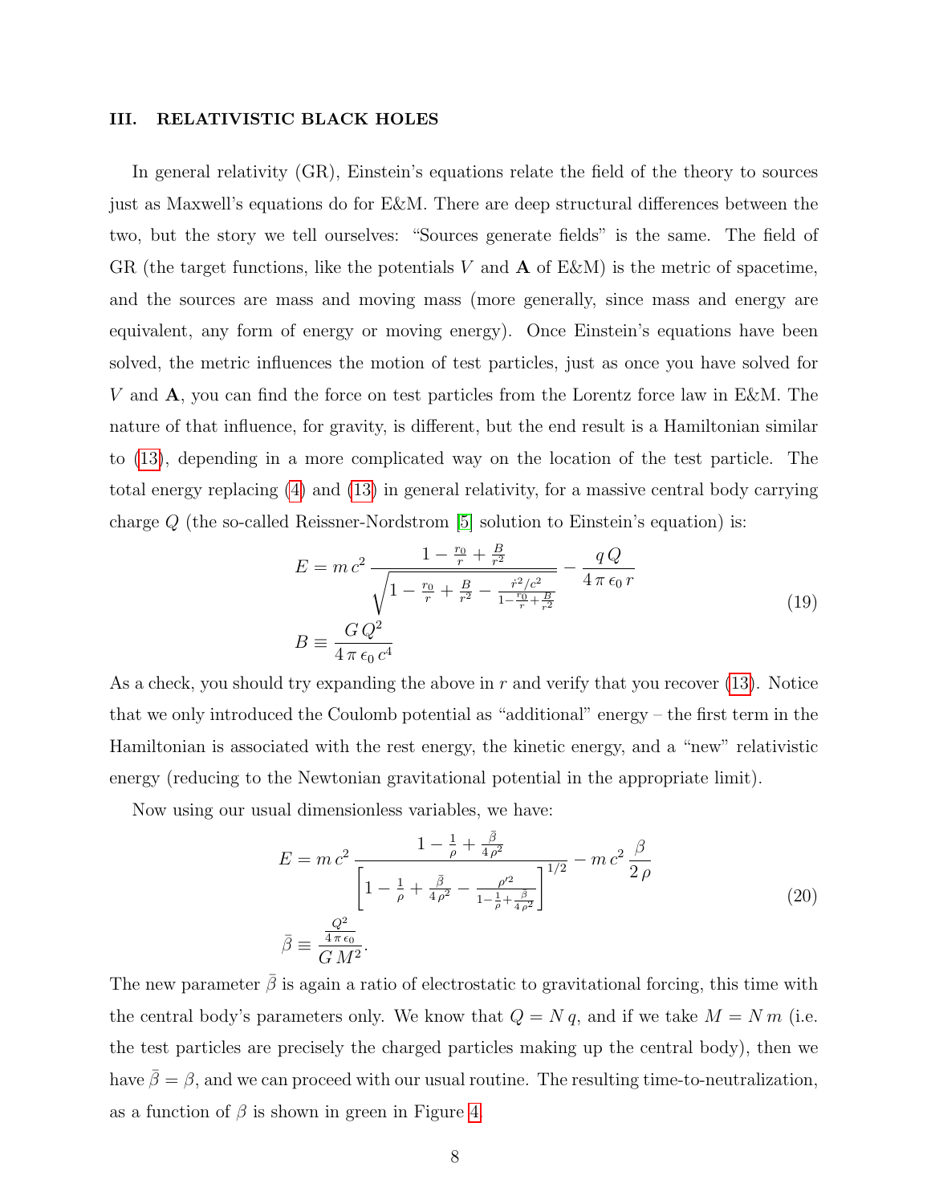## III. RELATIVISTIC BLACK HOLES

In general relativity (GR), Einstein's equations relate the field of the theory to sources just as Maxwell's equations do for E&M. There are deep structural differences between the two, but the story we tell ourselves: "Sources generate fields" is the same. The field of GR (the target functions, like the potentials $V$ and $\mathbf{A}$ of E&M) is the metric of spacetime, and the sources are mass and moving mass (more generally, since mass and energy are equivalent, any form of energy or moving energy). Once Einstein's equations have been solved, the metric influences the motion of test particles, just as once you have solved for $V$ and $\mathbf{A}$, you can find the force on test particles from the Lorentz force law in E&M. The nature of that influence, for gravity, is different, but the end result is a Hamiltonian similar to (13), depending in a more complicated way on the location of the test particle. The total energy replacing (4) and (13) in general relativity, for a massive central body carrying charge $Q$ (the so-called Reissner-Nordstrom [5] solution to Einstein's equation) is:

$$
\begin{aligned}
E &= m\,c^2\,\frac{1-\frac{r_0}{r}+\frac{B}{r^2}}{\sqrt{1-\frac{r_0}{r}+\frac{B}{r^2}-\frac{\dot{r}^2/c^2}{1-\frac{r_0}{r}+\frac{B}{r^2}}}}-\frac{q\,Q}{4\,\pi\,\epsilon_0\,r} \\
B &\equiv \frac{G\,Q^2}{4\,\pi\,\epsilon_0\,c^4}
\end{aligned}
\tag{19}
$$

As a check, you should try expanding the above in $r$ and verify that you recover (13). Notice that we only introduced the Coulomb potential as "additional" energy – the first term in the Hamiltonian is associated with the rest energy, the kinetic energy, and a "new" relativistic energy (reducing to the Newtonian gravitational potential in the appropriate limit).

Now using our usual dimensionless variables, we have:

$$
\begin{aligned}
E &= m\,c^2\,\frac{1-\frac{1}{\rho}+\frac{\bar{\beta}}{4\,\rho^2}}{\left[1-\frac{1}{\rho}+\frac{\bar{\beta}}{4\,\rho^2}-\frac{\rho'^2}{1-\frac{1}{\rho}+\frac{\beta}{4\,\rho^2}}\right]^{1/2}}-m\,c^2\,\frac{\beta}{2\,\rho} \\
\bar{\beta} &\equiv \frac{\frac{Q^2}{4\,\pi\,\epsilon_0}}{G\,M^2}.
\end{aligned}
\tag{20}
$$

The new parameter $\bar{\beta}$ is again a ratio of electrostatic to gravitational forcing, this time with the central body's parameters only. We know that $Q = N\,q$, and if we take $M = N\,m$ (i.e. the test particles are precisely the charged particles making up the central body), then we have $\bar{\beta} = \beta$, and we can proceed with our usual routine. The resulting time-to-neutralization, as a function of $\beta$ is shown in green in Figure 4.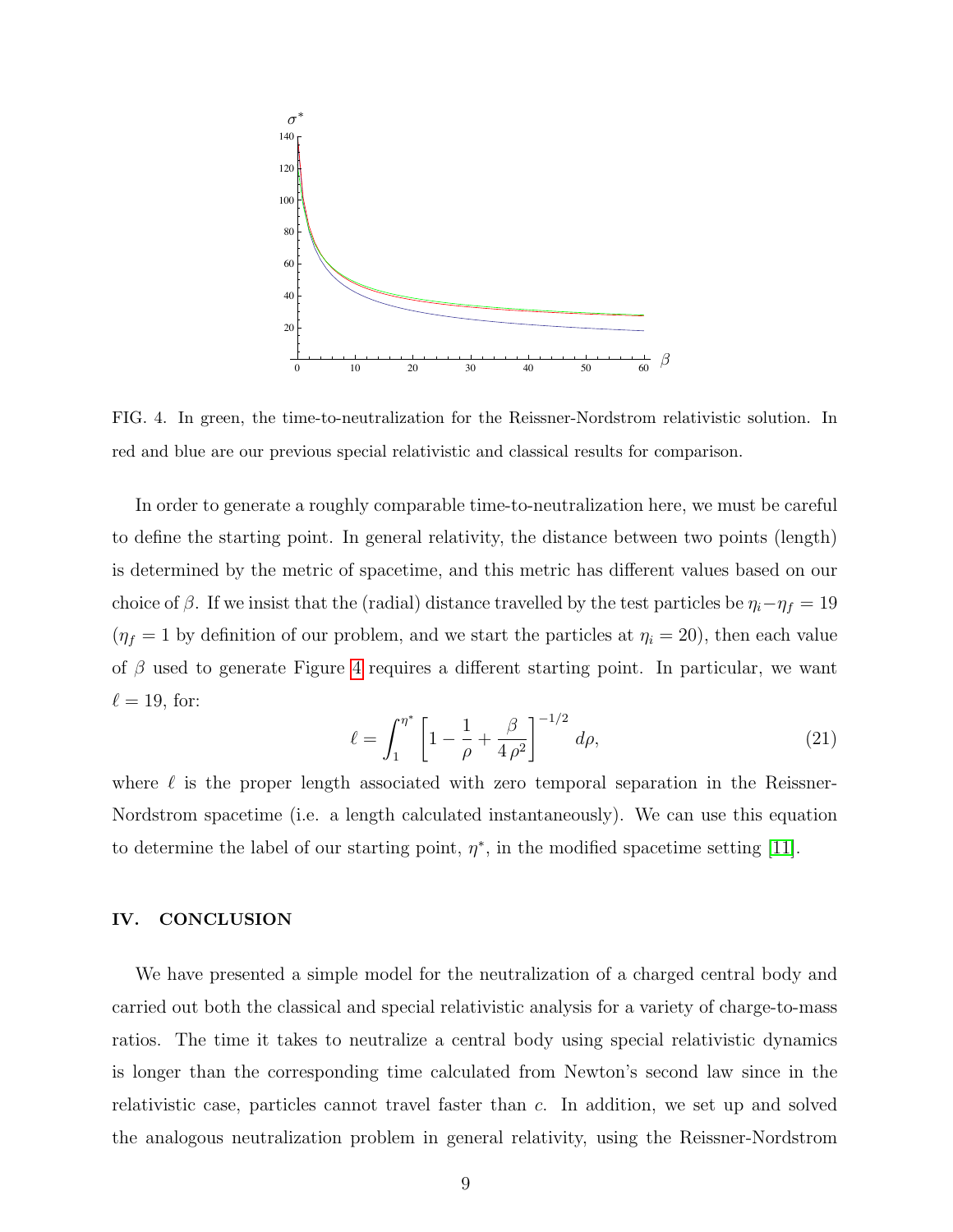FIG. 4. In green, the time-to-neutralization for the Reissner-Nordstrom relativistic solution. In red and blue are our previous special relativistic and classical results for comparison.

In order to generate a roughly comparable time-to-neutralization here, we must be careful to define the starting point. In general relativity, the distance between two points (length) is determined by the metric of spacetime, and this metric has different values based on our choice of $\beta$. If we insist that the (radial) distance travelled by the test particles be $\eta_i - \eta_f = 19$ ($\eta_f = 1$ by definition of our problem, and we start the particles at $\eta_i = 20$), then each value of $\beta$ used to generate Figure 4 requires a different starting point. In particular, we want $\ell = 19$, for:

$$\ell = \int_1^{\eta^*} \left[1 - \frac{1}{\rho} + \frac{\beta}{4\,\rho^2}\right]^{-1/2} d\rho, \tag{21}$$

where $\ell$ is the proper length associated with zero temporal separation in the Reissner-Nordstrom spacetime (i.e. a length calculated instantaneously). We can use this equation to determine the label of our starting point, $\eta^*$, in the modified spacetime setting [11].

## IV. CONCLUSION

We have presented a simple model for the neutralization of a charged central body and carried out both the classical and special relativistic analysis for a variety of charge-to-mass ratios. The time it takes to neutralize a central body using special relativistic dynamics is longer than the corresponding time calculated from Newton's second law since in the relativistic case, particles cannot travel faster than $c$. In addition, we set up and solved the analogous neutralization problem in general relativity, using the Reissner-Nordstrom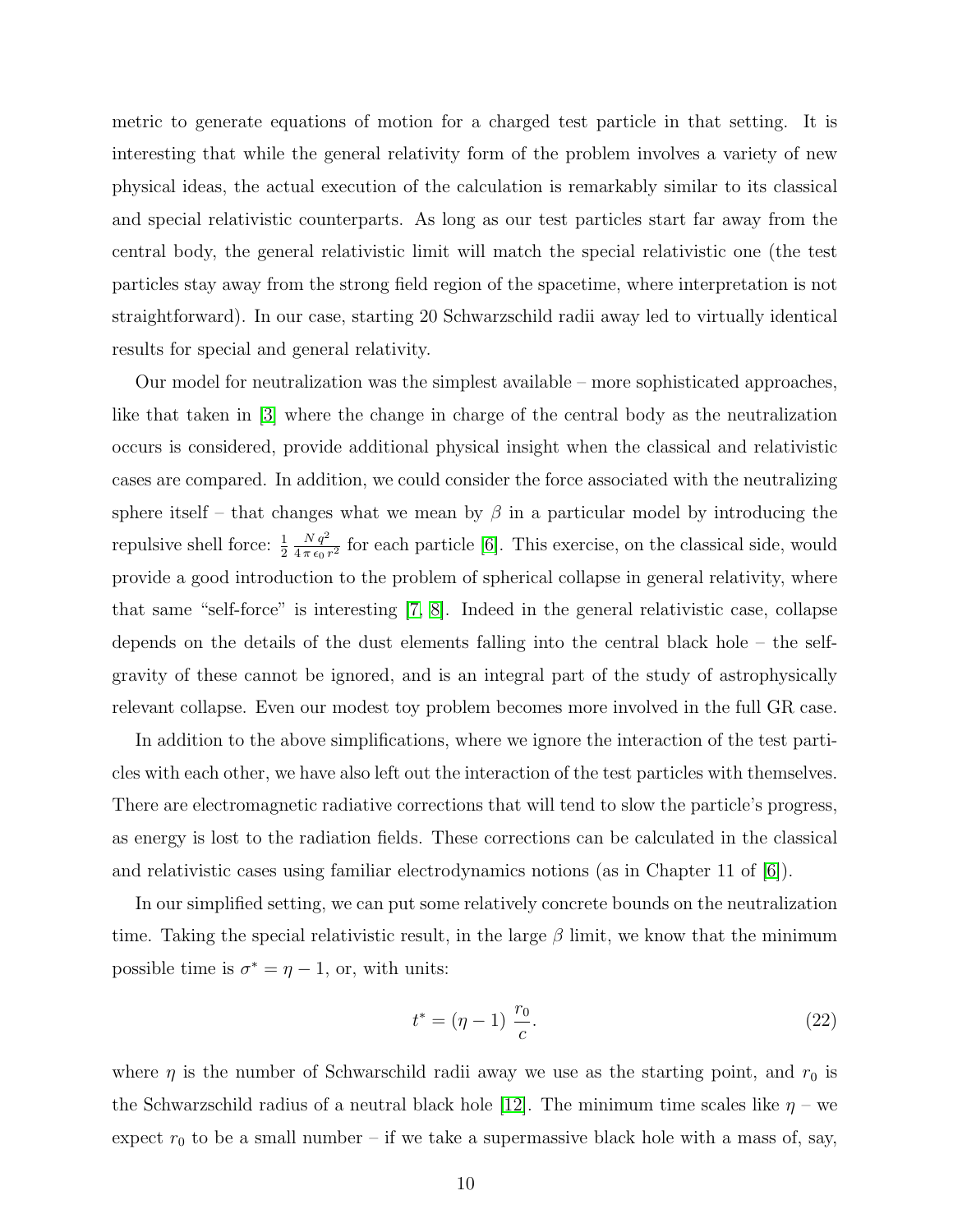metric to generate equations of motion for a charged test particle in that setting. It is interesting that while the general relativity form of the problem involves a variety of new physical ideas, the actual execution of the calculation is remarkably similar to its classical and special relativistic counterparts. As long as our test particles start far away from the central body, the general relativistic limit will match the special relativistic one (the test particles stay away from the strong field region of the spacetime, where interpretation is not straightforward). In our case, starting 20 Schwarzschild radii away led to virtually identical results for special and general relativity.

Our model for neutralization was the simplest available – more sophisticated approaches, like that taken in [3] where the change in charge of the central body as the neutralization occurs is considered, provide additional physical insight when the classical and relativistic cases are compared. In addition, we could consider the force associated with the neutralizing sphere itself – that changes what we mean by $\beta$ in a particular model by introducing the repulsive shell force: $\frac{1}{2}\,\frac{N\,q^2}{4\,\pi\,\epsilon_0\,r^2}$ for each particle [6]. This exercise, on the classical side, would provide a good introduction to the problem of spherical collapse in general relativity, where that same "self-force" is interesting [7, 8]. Indeed in the general relativistic case, collapse depends on the details of the dust elements falling into the central black hole – the self-gravity of these cannot be ignored, and is an integral part of the study of astrophysically relevant collapse. Even our modest toy problem becomes more involved in the full GR case.

In addition to the above simplifications, where we ignore the interaction of the test particles with each other, we have also left out the interaction of the test particles with themselves. There are electromagnetic radiative corrections that will tend to slow the particle's progress, as energy is lost to the radiation fields. These corrections can be calculated in the classical and relativistic cases using familiar electrodynamics notions (as in Chapter 11 of [6]).

In our simplified setting, we can put some relatively concrete bounds on the neutralization time. Taking the special relativistic result, in the large $\beta$ limit, we know that the minimum possible time is $\sigma^* = \eta - 1$, or, with units:

$$t^* = (\eta - 1)\,\frac{r_0}{c}. \tag{22}$$

where $\eta$ is the number of Schwarschild radii away we use as the starting point, and $r_0$ is the Schwarzschild radius of a neutral black hole [12]. The minimum time scales like $\eta$ – we expect $r_0$ to be a small number – if we take a supermassive black hole with a mass of, say,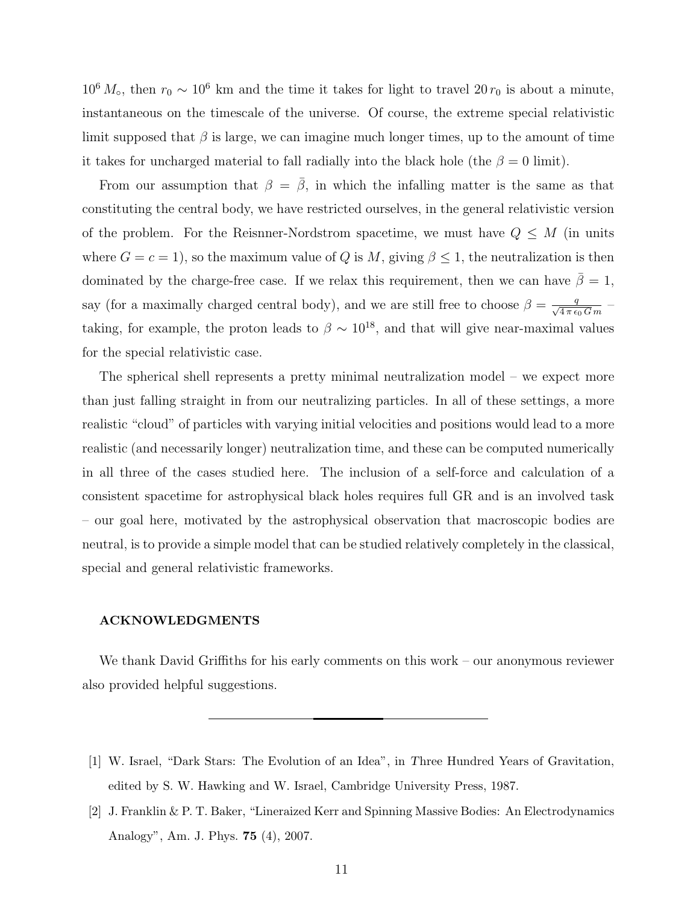$10^6\, M_\circ$, then $r_0 \sim 10^6$ km and the time it takes for light to travel $20\, r_0$ is about a minute, instantaneous on the timescale of the universe. Of course, the extreme special relativistic limit supposed that $\beta$ is large, we can imagine much longer times, up to the amount of time it takes for uncharged material to fall radially into the black hole (the $\beta = 0$ limit).

From our assumption that $\beta = \bar{\beta}$, in which the infalling matter is the same as that constituting the central body, we have restricted ourselves, in the general relativistic version of the problem. For the Reisnner-Nordstrom spacetime, we must have $Q \leq M$ (in units where $G = c = 1$), so the maximum value of $Q$ is $M$, giving $\beta \leq 1$, the neutralization is then dominated by the charge-free case. If we relax this requirement, then we can have $\bar{\beta} = 1$, say (for a maximally charged central body), and we are still free to choose $\beta = \frac{q}{\sqrt{4\,\pi\,\epsilon_0\, G\, m}}$ – taking, for example, the proton leads to $\beta \sim 10^{18}$, and that will give near-maximal values for the special relativistic case.

The spherical shell represents a pretty minimal neutralization model – we expect more than just falling straight in from our neutralizing particles. In all of these settings, a more realistic "cloud" of particles with varying initial velocities and positions would lead to a more realistic (and necessarily longer) neutralization time, and these can be computed numerically in all three of the cases studied here. The inclusion of a self-force and calculation of a consistent spacetime for astrophysical black holes requires full GR and is an involved task – our goal here, motivated by the astrophysical observation that macroscopic bodies are neutral, is to provide a simple model that can be studied relatively completely in the classical, special and general relativistic frameworks.

## ACKNOWLEDGMENTS

We thank David Griffiths for his early comments on this work – our anonymous reviewer also provided helpful suggestions.

---

[1] W. Israel, "Dark Stars: The Evolution of an Idea", in *Three Hundred Years of Gravitation*, edited by S. W. Hawking and W. Israel, Cambridge University Press, 1987.

[2] J. Franklin & P. T. Baker, "Lineraized Kerr and Spinning Massive Bodies: An Electrodynamics Analogy", Am. J. Phys. **75** (4), 2007.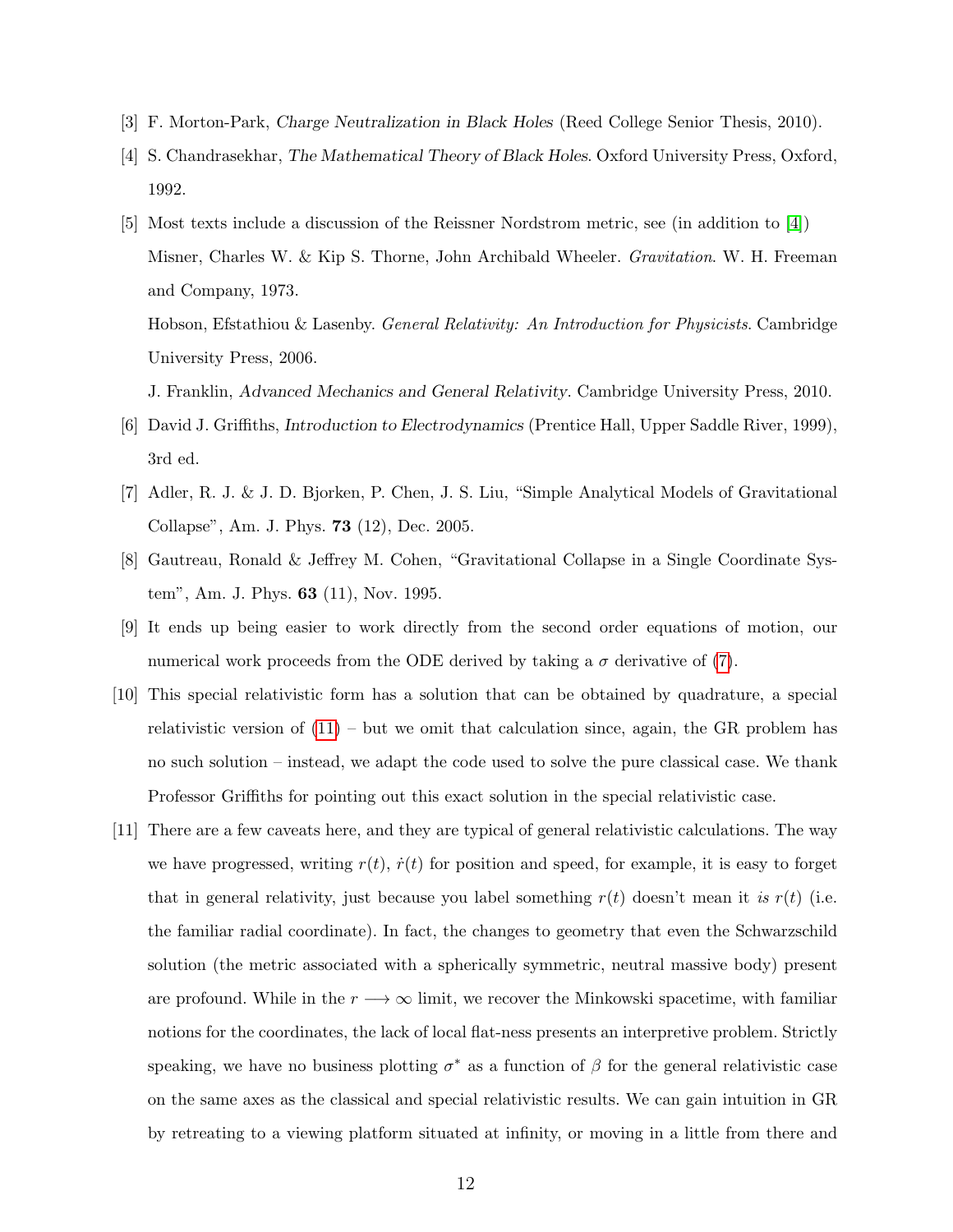[3] F. Morton-Park, *Charge Neutralization in Black Holes* (Reed College Senior Thesis, 2010).

[4] S. Chandrasekhar, *The Mathematical Theory of Black Holes*. Oxford University Press, Oxford, 1992.

[5] Most texts include a discussion of the Reissner Nordstrom metric, see (in addition to [4]) Misner, Charles W. & Kip S. Thorne, John Archibald Wheeler. *Gravitation*. W. H. Freeman and Company, 1973.

Hobson, Efstathiou & Lasenby. *General Relativity: An Introduction for Physicists*. Cambridge University Press, 2006.

J. Franklin, *Advanced Mechanics and General Relativity*. Cambridge University Press, 2010.

[6] David J. Griffiths, *Introduction to Electrodynamics* (Prentice Hall, Upper Saddle River, 1999), 3rd ed.

[7] Adler, R. J. & J. D. Bjorken, P. Chen, J. S. Liu, "Simple Analytical Models of Gravitational Collapse", Am. J. Phys. **73** (12), Dec. 2005.

[8] Gautreau, Ronald & Jeffrey M. Cohen, "Gravitational Collapse in a Single Coordinate System", Am. J. Phys. **63** (11), Nov. 1995.

[9] It ends up being easier to work directly from the second order equations of motion, our numerical work proceeds from the ODE derived by taking a $\sigma$ derivative of (7).

[10] This special relativistic form has a solution that can be obtained by quadrature, a special relativistic version of (11) – but we omit that calculation since, again, the GR problem has no such solution – instead, we adapt the code used to solve the pure classical case. We thank Professor Griffiths for pointing out this exact solution in the special relativistic case.

[11] There are a few caveats here, and they are typical of general relativistic calculations. The way we have progressed, writing $r(t)$, $\dot{r}(t)$ for position and speed, for example, it is easy to forget that in general relativity, just because you label something $r(t)$ doesn't mean it *is* $r(t)$ (i.e. the familiar radial coordinate). In fact, the changes to geometry that even the Schwarzschild solution (the metric associated with a spherically symmetric, neutral massive body) present are profound. While in the $r \longrightarrow \infty$ limit, we recover the Minkowski spacetime, with familiar notions for the coordinates, the lack of local flat-ness presents an interpretive problem. Strictly speaking, we have no business plotting $\sigma^*$ as a function of $\beta$ for the general relativistic case on the same axes as the classical and special relativistic results. We can gain intuition in GR by retreating to a viewing platform situated at infinity, or moving in a little from there and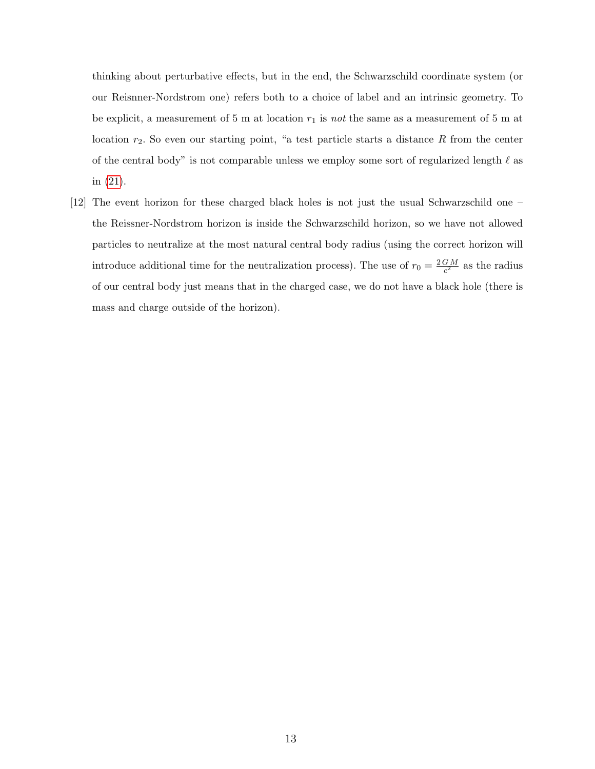thinking about perturbative effects, but in the end, the Schwarzschild coordinate system (or our Reisnner-Nordstrom one) refers both to a choice of label and an intrinsic geometry. To be explicit, a measurement of 5 m at location $r_1$ is *not* the same as a measurement of 5 m at location $r_2$. So even our starting point, "a test particle starts a distance $R$ from the center of the central body" is not comparable unless we employ some sort of regularized length $\ell$ as in (21).

[12] The event horizon for these charged black holes is not just the usual Schwarzschild one – the Reissner-Nordstrom horizon is inside the Schwarzschild horizon, so we have not allowed particles to neutralize at the most natural central body radius (using the correct horizon will introduce additional time for the neutralization process). The use of $r_0 = \frac{2GM}{c^2}$ as the radius of our central body just means that in the charged case, we do not have a black hole (there is mass and charge outside of the horizon).